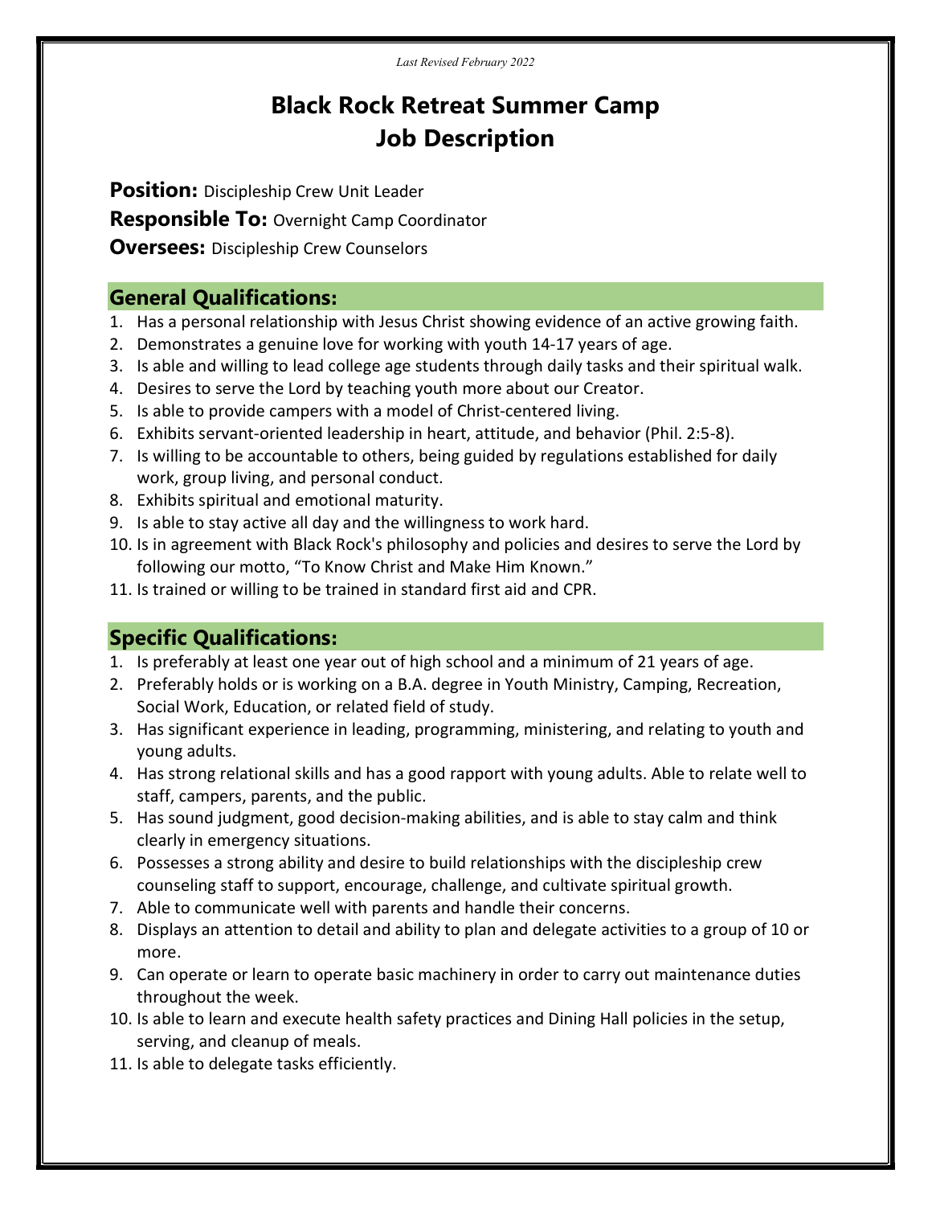*Last Revised February 2022*

# Black Rock Retreat Summer Camp
# Job Description

**Position:** Discipleship Crew Unit Leader

**Responsible To:** Overnight Camp Coordinator

**Oversees:** Discipleship Crew Counselors

## General Qualifications:

1. Has a personal relationship with Jesus Christ showing evidence of an active growing faith.
2. Demonstrates a genuine love for working with youth 14-17 years of age.
3. Is able and willing to lead college age students through daily tasks and their spiritual walk.
4. Desires to serve the Lord by teaching youth more about our Creator.
5. Is able to provide campers with a model of Christ-centered living.
6. Exhibits servant-oriented leadership in heart, attitude, and behavior (Phil. 2:5-8).
7. Is willing to be accountable to others, being guided by regulations established for daily work, group living, and personal conduct.
8. Exhibits spiritual and emotional maturity.
9. Is able to stay active all day and the willingness to work hard.
10. Is in agreement with Black Rock's philosophy and policies and desires to serve the Lord by following our motto, "To Know Christ and Make Him Known."
11. Is trained or willing to be trained in standard first aid and CPR.

## Specific Qualifications:

1. Is preferably at least one year out of high school and a minimum of 21 years of age.
2. Preferably holds or is working on a B.A. degree in Youth Ministry, Camping, Recreation, Social Work, Education, or related field of study.
3. Has significant experience in leading, programming, ministering, and relating to youth and young adults.
4. Has strong relational skills and has a good rapport with young adults. Able to relate well to staff, campers, parents, and the public.
5. Has sound judgment, good decision-making abilities, and is able to stay calm and think clearly in emergency situations.
6. Possesses a strong ability and desire to build relationships with the discipleship crew counseling staff to support, encourage, challenge, and cultivate spiritual growth.
7. Able to communicate well with parents and handle their concerns.
8. Displays an attention to detail and ability to plan and delegate activities to a group of 10 or more.
9. Can operate or learn to operate basic machinery in order to carry out maintenance duties throughout the week.
10. Is able to learn and execute health safety practices and Dining Hall policies in the setup, serving, and cleanup of meals.
11. Is able to delegate tasks efficiently.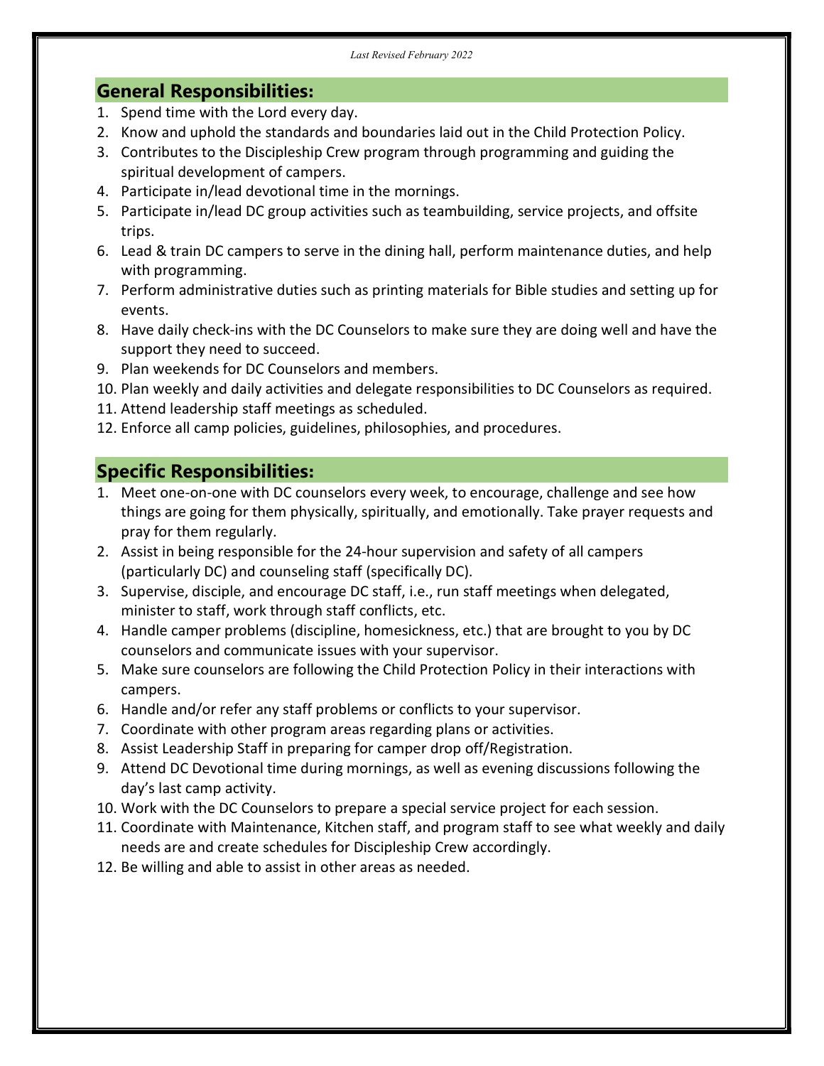*Last Revised February 2022*

## General Responsibilities:

1. Spend time with the Lord every day.
2. Know and uphold the standards and boundaries laid out in the Child Protection Policy.
3. Contributes to the Discipleship Crew program through programming and guiding the spiritual development of campers.
4. Participate in/lead devotional time in the mornings.
5. Participate in/lead DC group activities such as teambuilding, service projects, and offsite trips.
6. Lead & train DC campers to serve in the dining hall, perform maintenance duties, and help with programming.
7. Perform administrative duties such as printing materials for Bible studies and setting up for events.
8. Have daily check-ins with the DC Counselors to make sure they are doing well and have the support they need to succeed.
9. Plan weekends for DC Counselors and members.
10. Plan weekly and daily activities and delegate responsibilities to DC Counselors as required.
11. Attend leadership staff meetings as scheduled.
12. Enforce all camp policies, guidelines, philosophies, and procedures.

## Specific Responsibilities:

1. Meet one-on-one with DC counselors every week, to encourage, challenge and see how things are going for them physically, spiritually, and emotionally. Take prayer requests and pray for them regularly.
2. Assist in being responsible for the 24-hour supervision and safety of all campers (particularly DC) and counseling staff (specifically DC).
3. Supervise, disciple, and encourage DC staff, i.e., run staff meetings when delegated, minister to staff, work through staff conflicts, etc.
4. Handle camper problems (discipline, homesickness, etc.) that are brought to you by DC counselors and communicate issues with your supervisor.
5. Make sure counselors are following the Child Protection Policy in their interactions with campers.
6. Handle and/or refer any staff problems or conflicts to your supervisor.
7. Coordinate with other program areas regarding plans or activities.
8. Assist Leadership Staff in preparing for camper drop off/Registration.
9. Attend DC Devotional time during mornings, as well as evening discussions following the day's last camp activity.
10. Work with the DC Counselors to prepare a special service project for each session.
11. Coordinate with Maintenance, Kitchen staff, and program staff to see what weekly and daily needs are and create schedules for Discipleship Crew accordingly.
12. Be willing and able to assist in other areas as needed.